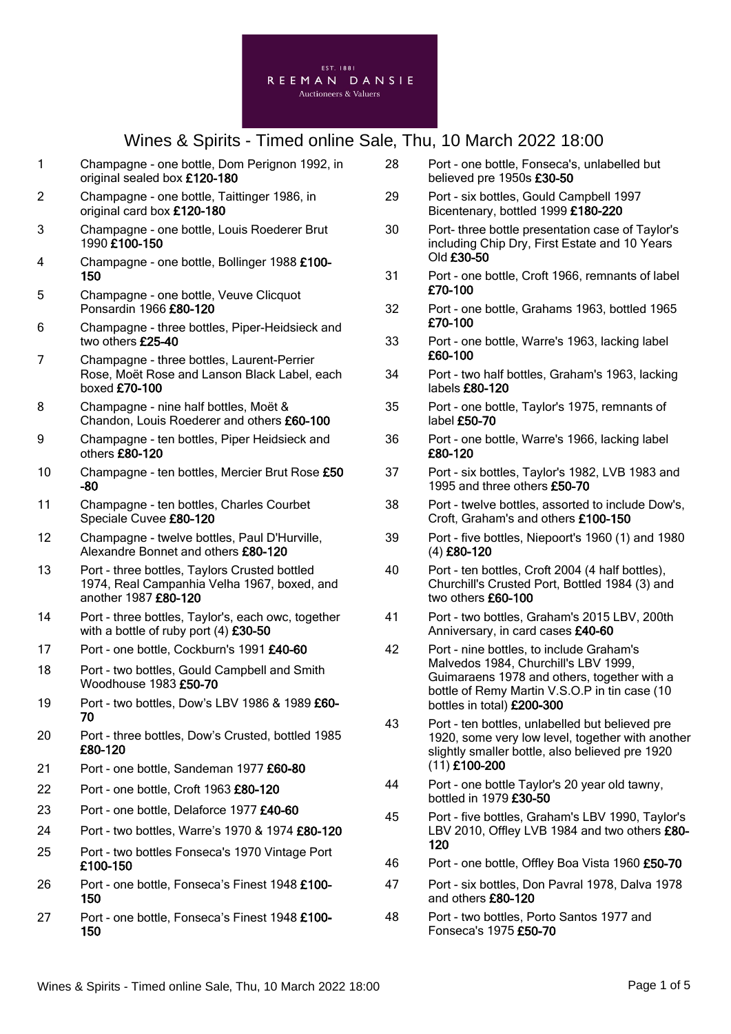EST. 1881
REEMAN DANSIE
Auctioneers & Valuers

# Wines & Spirits - Timed online Sale, Thu, 10 March 2022 18:00

| | | |
|---|---|---|
| 1 | Champagne - one bottle, Dom Perignon 1992, in original sealed box | **£120-180** |
| 2 | Champagne - one bottle, Taittinger 1986, in original card box | **£120-180** |
| 3 | Champagne - one bottle, Louis Roederer Brut 1990 | **£100-150** |
| 4 | Champagne - one bottle, Bollinger 1988 | **£100-150** |
| 5 | Champagne - one bottle, Veuve Clicquot Ponsardin 1966 | **£80-120** |
| 6 | Champagne - three bottles, Piper-Heidsieck and two others | **£25-40** |
| 7 | Champagne - three bottles, Laurent-Perrier Rose, Moët Rose and Lanson Black Label, each boxed | **£70-100** |
| 8 | Champagne - nine half bottles, Moët & Chandon, Louis Roederer and others | **£60-100** |
| 9 | Champagne - ten bottles, Piper Heidsieck and others | **£80-120** |
| 10 | Champagne - ten bottles, Mercier Brut Rose | **£50-80** |
| 11 | Champagne - ten bottles, Charles Courbet Speciale Cuvee | **£80-120** |
| 12 | Champagne - twelve bottles, Paul D'Hurville, Alexandre Bonnet and others | **£80-120** |
| 13 | Port - three bottles, Taylors Crusted bottled 1974, Real Campanhia Velha 1967, boxed, and another 1987 | **£80-120** |
| 14 | Port - three bottles, Taylor's, each owc, together with a bottle of ruby port (4) | **£30-50** |
| 17 | Port - one bottle, Cockburn's 1991 | **£40-60** |
| 18 | Port - two bottles, Gould Campbell and Smith Woodhouse 1983 | **£50-70** |
| 19 | Port - two bottles, Dow's LBV 1986 & 1989 | **£60-70** |
| 20 | Port - three bottles, Dow's Crusted, bottled 1985 | **£80-120** |
| 21 | Port - one bottle, Sandeman 1977 | **£60-80** |
| 22 | Port - one bottle, Croft 1963 | **£80-120** |
| 23 | Port - one bottle, Delaforce 1977 | **£40-60** |
| 24 | Port - two bottles, Warre's 1970 & 1974 | **£80-120** |
| 25 | Port - two bottles Fonseca's 1970 Vintage Port | **£100-150** |
| 26 | Port - one bottle, Fonseca's Finest 1948 | **£100-150** |
| 27 | Port - one bottle, Fonseca's Finest 1948 | **£100-150** |
| 28 | Port - one bottle, Fonseca's, unlabelled but believed pre 1950s | **£30-50** |
| 29 | Port - six bottles, Gould Campbell 1997 Bicentenary, bottled 1999 | **£180-220** |
| 30 | Port- three bottle presentation case of Taylor's including Chip Dry, First Estate and 10 Years Old | **£30-50** |
| 31 | Port - one bottle, Croft 1966, remnants of label | **£70-100** |
| 32 | Port - one bottle, Grahams 1963, bottled 1965 | **£70-100** |
| 33 | Port - one bottle, Warre's 1963, lacking label | **£60-100** |
| 34 | Port - two half bottles, Graham's 1963, lacking labels | **£80-120** |
| 35 | Port - one bottle, Taylor's 1975, remnants of label | **£50-70** |
| 36 | Port - one bottle, Warre's 1966, lacking label | **£80-120** |
| 37 | Port - six bottles, Taylor's 1982, LVB 1983 and 1995 and three others | **£50-70** |
| 38 | Port - twelve bottles, assorted to include Dow's, Croft, Graham's and others | **£100-150** |
| 39 | Port - five bottles, Niepoort's 1960 (1) and 1980 (4) | **£80-120** |
| 40 | Port - ten bottles, Croft 2004 (4 half bottles), Churchill's Crusted Port, Bottled 1984 (3) and two others | **£60-100** |
| 41 | Port - two bottles, Graham's 2015 LBV, 200th Anniversary, in card cases | **£40-60** |
| 42 | Port - nine bottles, to include Graham's Malvedos 1984, Churchill's LBV 1999, Guimaraens 1978 and others, together with a bottle of Remy Martin V.S.O.P in tin case (10 bottles in total) | **£200-300** |
| 43 | Port - ten bottles, unlabelled but believed pre 1920, some very low level, together with another slightly smaller bottle, also believed pre 1920 (11) | **£100-200** |
| 44 | Port - one bottle Taylor's 20 year old tawny, bottled in 1979 | **£30-50** |
| 45 | Port - five bottles, Graham's LBV 1990, Taylor's LBV 2010, Offley LVB 1984 and two others | **£80-120** |
| 46 | Port - one bottle, Offley Boa Vista 1960 | **£50-70** |
| 47 | Port - six bottles, Don Pavral 1978, Dalva 1978 and others | **£80-120** |
| 48 | Port - two bottles, Porto Santos 1977 and Fonseca's 1975 | **£50-70** |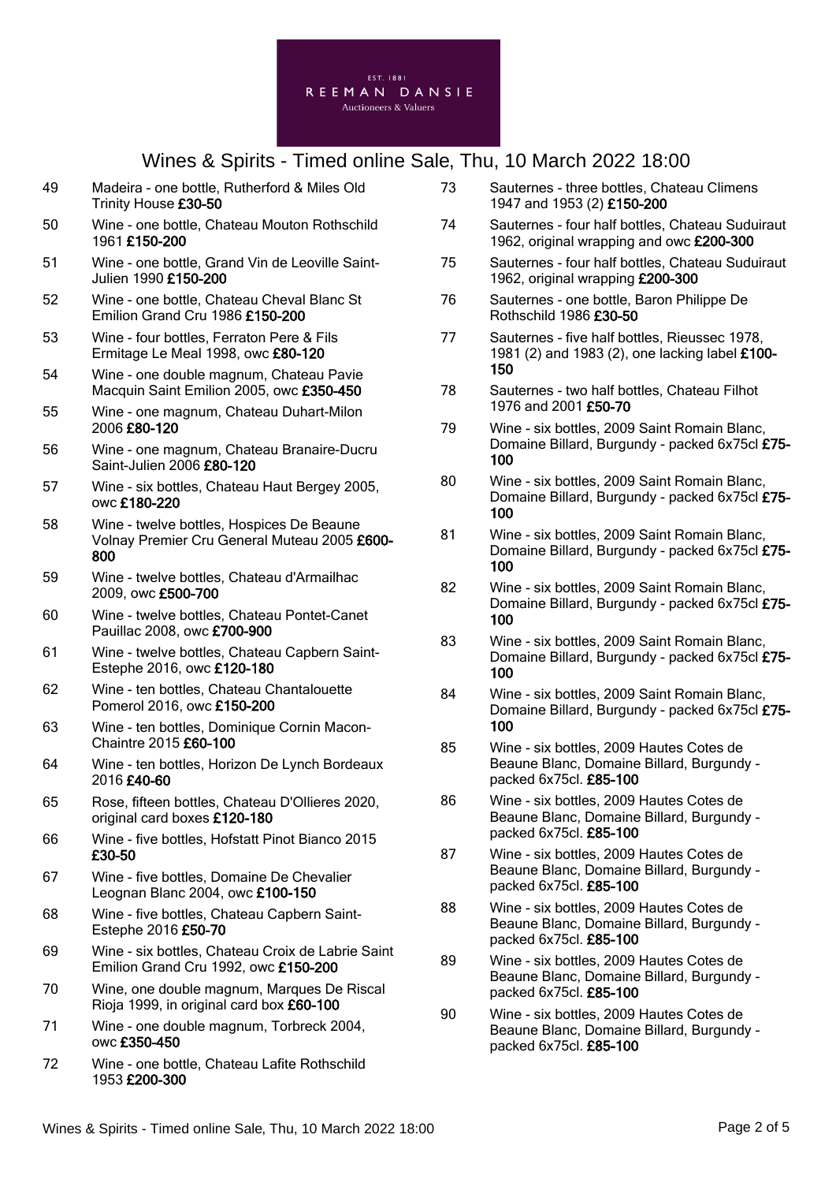EST. 1881
REEMAN DANSIE
Auctioneers & Valuers

# Wines & Spirits - Timed online Sale, Thu, 10 March 2022 18:00

| | |
|---|---|
| 49 | Madeira - one bottle, Rutherford & Miles Old Trinity House **£30-50** |
| 50 | Wine - one bottle, Chateau Mouton Rothschild 1961 **£150-200** |
| 51 | Wine - one bottle, Grand Vin de Leoville Saint-Julien 1990 **£150-200** |
| 52 | Wine - one bottle, Chateau Cheval Blanc St Emilion Grand Cru 1986 **£150-200** |
| 53 | Wine - four bottles, Ferraton Pere & Fils Ermitage Le Meal 1998, owc **£80-120** |
| 54 | Wine - one double magnum, Chateau Pavie Macquin Saint Emilion 2005, owc **£350-450** |
| 55 | Wine - one magnum, Chateau Duhart-Milon 2006 **£80-120** |
| 56 | Wine - one magnum, Chateau Branaire-Ducru Saint-Julien 2006 **£80-120** |
| 57 | Wine - six bottles, Chateau Haut Bergey 2005, owc **£180-220** |
| 58 | Wine - twelve bottles, Hospices De Beaune Volnay Premier Cru General Muteau 2005 **£600-800** |
| 59 | Wine - twelve bottles, Chateau d'Armailhac 2009, owc **£500-700** |
| 60 | Wine - twelve bottles, Chateau Pontet-Canet Pauillac 2008, owc **£700-900** |
| 61 | Wine - twelve bottles, Chateau Capbern Saint-Estephe 2016, owc **£120-180** |
| 62 | Wine - ten bottles, Chateau Chantalouette Pomerol 2016, owc **£150-200** |
| 63 | Wine - ten bottles, Dominique Cornin Macon-Chaintre 2015 **£60-100** |
| 64 | Wine - ten bottles, Horizon De Lynch Bordeaux 2016 **£40-60** |
| 65 | Rose, fifteen bottles, Chateau D'Ollieres 2020, original card boxes **£120-180** |
| 66 | Wine - five bottles, Hofstatt Pinot Bianco 2015 **£30-50** |
| 67 | Wine - five bottles, Domaine De Chevalier Leognan Blanc 2004, owc **£100-150** |
| 68 | Wine - five bottles, Chateau Capbern Saint-Estephe 2016 **£50-70** |
| 69 | Wine - six bottles, Chateau Croix de Labrie Saint Emilion Grand Cru 1992, owc **£150-200** |
| 70 | Wine, one double magnum, Marques De Riscal Rioja 1999, in original card box **£60-100** |
| 71 | Wine - one double magnum, Torbreck 2004, owc **£350-450** |
| 72 | Wine - one bottle, Chateau Lafite Rothschild 1953 **£200-300** |
| 73 | Sauternes - three bottles, Chateau Climens 1947 and 1953 (2) **£150-200** |
| 74 | Sauternes - four half bottles, Chateau Suduiraut 1962, original wrapping and owc **£200-300** |
| 75 | Sauternes - four half bottles, Chateau Suduiraut 1962, original wrapping **£200-300** |
| 76 | Sauternes - one bottle, Baron Philippe De Rothschild 1986 **£30-50** |
| 77 | Sauternes - five half bottles, Rieussec 1978, 1981 (2) and 1983 (2), one lacking label **£100-150** |
| 78 | Sauternes - two half bottles, Chateau Filhot 1976 and 2001 **£50-70** |
| 79 | Wine - six bottles, 2009 Saint Romain Blanc, Domaine Billard, Burgundy - packed 6x75cl **£75-100** |
| 80 | Wine - six bottles, 2009 Saint Romain Blanc, Domaine Billard, Burgundy - packed 6x75cl **£75-100** |
| 81 | Wine - six bottles, 2009 Saint Romain Blanc, Domaine Billard, Burgundy - packed 6x75cl **£75-100** |
| 82 | Wine - six bottles, 2009 Saint Romain Blanc, Domaine Billard, Burgundy - packed 6x75cl **£75-100** |
| 83 | Wine - six bottles, 2009 Saint Romain Blanc, Domaine Billard, Burgundy - packed 6x75cl **£75-100** |
| 84 | Wine - six bottles, 2009 Saint Romain Blanc, Domaine Billard, Burgundy - packed 6x75cl **£75-100** |
| 85 | Wine - six bottles, 2009 Hautes Cotes de Beaune Blanc, Domaine Billard, Burgundy - packed 6x75cl. **£85-100** |
| 86 | Wine - six bottles, 2009 Hautes Cotes de Beaune Blanc, Domaine Billard, Burgundy - packed 6x75cl. **£85-100** |
| 87 | Wine - six bottles, 2009 Hautes Cotes de Beaune Blanc, Domaine Billard, Burgundy - packed 6x75cl. **£85-100** |
| 88 | Wine - six bottles, 2009 Hautes Cotes de Beaune Blanc, Domaine Billard, Burgundy - packed 6x75cl. **£85-100** |
| 89 | Wine - six bottles, 2009 Hautes Cotes de Beaune Blanc, Domaine Billard, Burgundy - packed 6x75cl. **£85-100** |
| 90 | Wine - six bottles, 2009 Hautes Cotes de Beaune Blanc, Domaine Billard, Burgundy - packed 6x75cl. **£85-100** |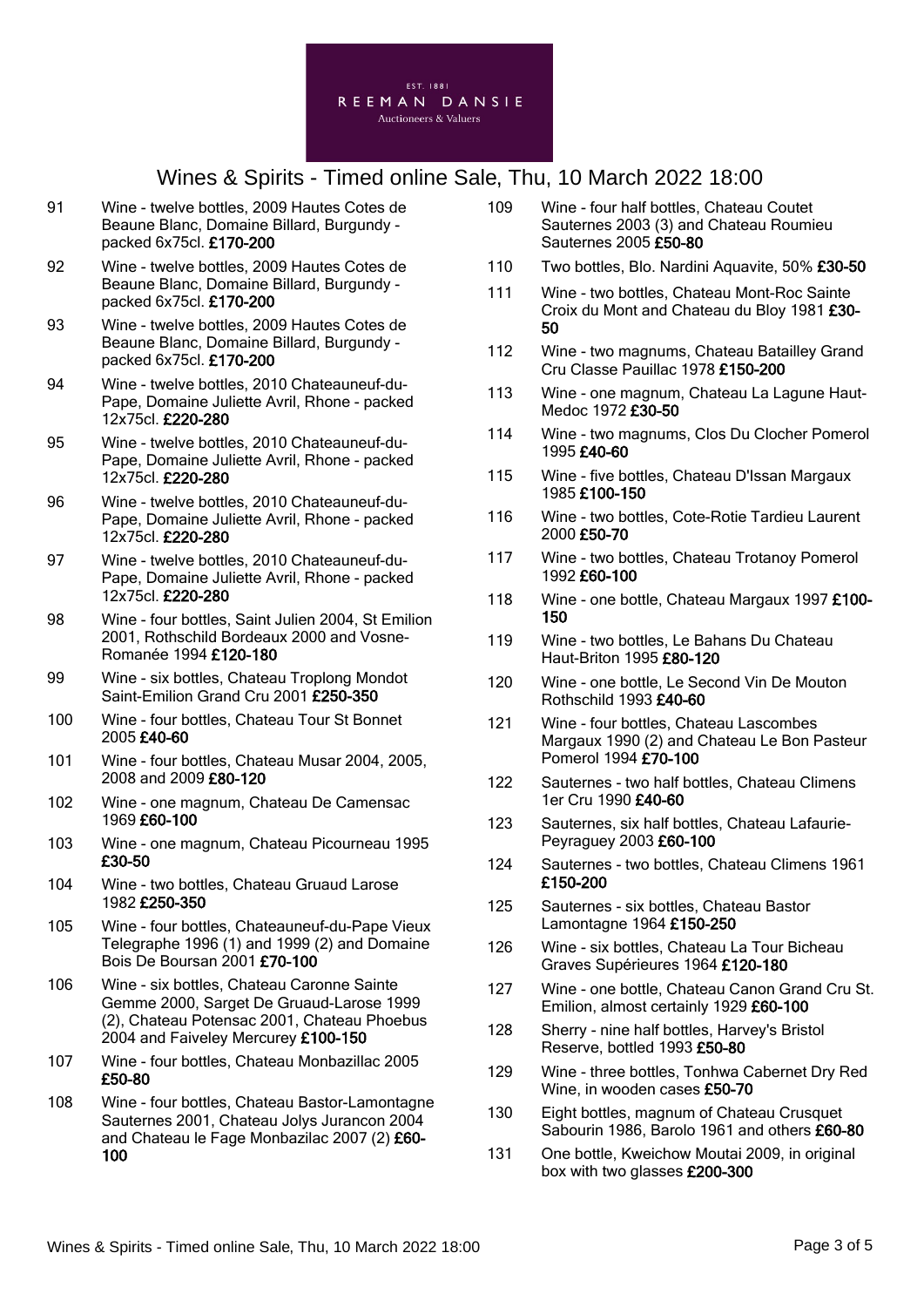EST. 1881
REEMAN DANSIE
Auctioneers & Valuers

# Wines & Spirits - Timed online Sale, Thu, 10 March 2022 18:00

| | |
|---|---|
| 91 | Wine - twelve bottles, 2009 Hautes Cotes de Beaune Blanc, Domaine Billard, Burgundy - packed 6x75cl. **£170-200** |
| 92 | Wine - twelve bottles, 2009 Hautes Cotes de Beaune Blanc, Domaine Billard, Burgundy - packed 6x75cl. **£170-200** |
| 93 | Wine - twelve bottles, 2009 Hautes Cotes de Beaune Blanc, Domaine Billard, Burgundy - packed 6x75cl. **£170-200** |
| 94 | Wine - twelve bottles, 2010 Chateauneuf-du-Pape, Domaine Juliette Avril, Rhone - packed 12x75cl. **£220-280** |
| 95 | Wine - twelve bottles, 2010 Chateauneuf-du-Pape, Domaine Juliette Avril, Rhone - packed 12x75cl. **£220-280** |
| 96 | Wine - twelve bottles, 2010 Chateauneuf-du-Pape, Domaine Juliette Avril, Rhone - packed 12x75cl. **£220-280** |
| 97 | Wine - twelve bottles, 2010 Chateauneuf-du-Pape, Domaine Juliette Avril, Rhone - packed 12x75cl. **£220-280** |
| 98 | Wine - four bottles, Saint Julien 2004, St Emilion 2001, Rothschild Bordeaux 2000 and Vosne-Romanée 1994 **£120-180** |
| 99 | Wine - six bottles, Chateau Troplong Mondot Saint-Emilion Grand Cru 2001 **£250-350** |
| 100 | Wine - four bottles, Chateau Tour St Bonnet 2005 **£40-60** |
| 101 | Wine - four bottles, Chateau Musar 2004, 2005, 2008 and 2009 **£80-120** |
| 102 | Wine - one magnum, Chateau De Camensac 1969 **£60-100** |
| 103 | Wine - one magnum, Chateau Picourneau 1995 **£30-50** |
| 104 | Wine - two bottles, Chateau Gruaud Larose 1982 **£250-350** |
| 105 | Wine - four bottles, Chateauneuf-du-Pape Vieux Telegraphe 1996 (1) and 1999 (2) and Domaine Bois De Boursan 2001 **£70-100** |
| 106 | Wine - six bottles, Chateau Caronne Sainte Gemme 2000, Sarget De Gruaud-Larose 1999 (2), Chateau Potensac 2001, Chateau Phoebus 2004 and Faiveley Mercurey **£100-150** |
| 107 | Wine - four bottles, Chateau Monbazillac 2005 **£50-80** |
| 108 | Wine - four bottles, Chateau Bastor-Lamontagne Sauternes 2001, Chateau Jolys Jurancon 2004 and Chateau le Fage Monbazilac 2007 (2) **£60-100** |
| 109 | Wine - four half bottles, Chateau Coutet Sauternes 2003 (3) and Chateau Roumieu Sauternes 2005 **£50-80** |
| 110 | Two bottles, Blo. Nardini Aquavite, 50% **£30-50** |
| 111 | Wine - two bottles, Chateau Mont-Roc Sainte Croix du Mont and Chateau du Bloy 1981 **£30-50** |
| 112 | Wine - two magnums, Chateau Batailley Grand Cru Classe Pauillac 1978 **£150-200** |
| 113 | Wine - one magnum, Chateau La Lagune Haut-Medoc 1972 **£30-50** |
| 114 | Wine - two magnums, Clos Du Clocher Pomerol 1995 **£40-60** |
| 115 | Wine - five bottles, Chateau D'Issan Margaux 1985 **£100-150** |
| 116 | Wine - two bottles, Cote-Rotie Tardieu Laurent 2000 **£50-70** |
| 117 | Wine - two bottles, Chateau Trotanoy Pomerol 1992 **£60-100** |
| 118 | Wine - one bottle, Chateau Margaux 1997 **£100-150** |
| 119 | Wine - two bottles, Le Bahans Du Chateau Haut-Briton 1995 **£80-120** |
| 120 | Wine - one bottle, Le Second Vin De Mouton Rothschild 1993 **£40-60** |
| 121 | Wine - four bottles, Chateau Lascombes Margaux 1990 (2) and Chateau Le Bon Pasteur Pomerol 1994 **£70-100** |
| 122 | Sauternes - two half bottles, Chateau Climens 1er Cru 1990 **£40-60** |
| 123 | Sauternes, six half bottles, Chateau Lafaurie-Peyraguey 2003 **£60-100** |
| 124 | Sauternes - two bottles, Chateau Climens 1961 **£150-200** |
| 125 | Sauternes - six bottles, Chateau Bastor Lamontagne 1964 **£150-250** |
| 126 | Wine - six bottles, Chateau La Tour Bicheau Graves Supérieures 1964 **£120-180** |
| 127 | Wine - one bottle, Chateau Canon Grand Cru St. Emilion, almost certainly 1929 **£60-100** |
| 128 | Sherry - nine half bottles, Harvey's Bristol Reserve, bottled 1993 **£50-80** |
| 129 | Wine - three bottles, Tonhwa Cabernet Dry Red Wine, in wooden cases **£50-70** |
| 130 | Eight bottles, magnum of Chateau Crusquet Sabourin 1986, Barolo 1961 and others **£60-80** |
| 131 | One bottle, Kweichow Moutai 2009, in original box with two glasses **£200-300** |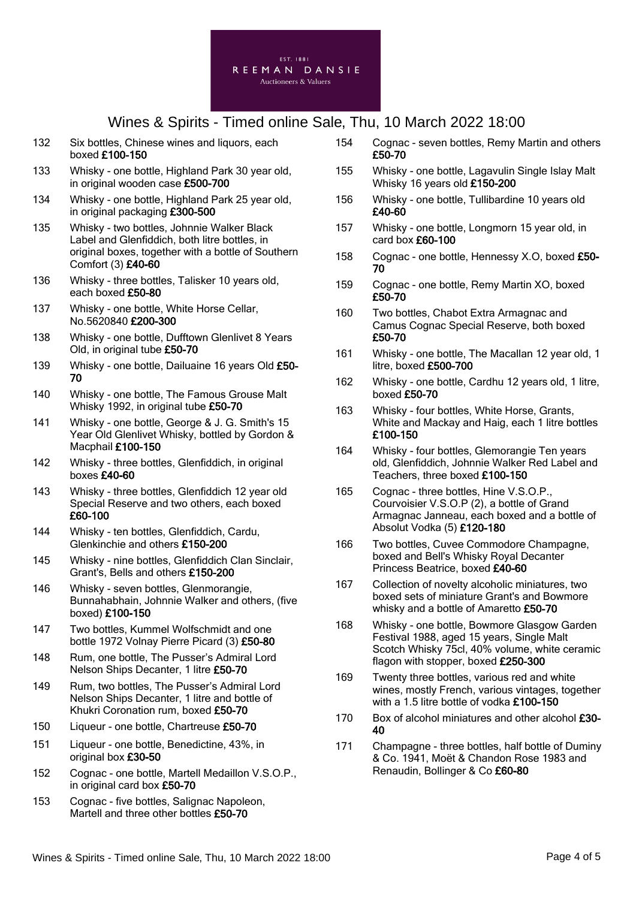# Wines & Spirits - Timed online Sale, Thu, 10 March 2022 18:00

132 Six bottles, Chinese wines and liquors, each boxed **£100-150**

133 Whisky - one bottle, Highland Park 30 year old, in original wooden case **£500-700**

134 Whisky - one bottle, Highland Park 25 year old, in original packaging **£300-500**

135 Whisky - two bottles, Johnnie Walker Black Label and Glenfiddich, both litre bottles, in original boxes, together with a bottle of Southern Comfort (3) **£40-60**

136 Whisky - three bottles, Talisker 10 years old, each boxed **£50-80**

137 Whisky - one bottle, White Horse Cellar, No.5620840 **£200-300**

138 Whisky - one bottle, Dufftown Glenlivet 8 Years Old, in original tube **£50-70**

139 Whisky - one bottle, Dailuaine 16 years Old **£50-70**

140 Whisky - one bottle, The Famous Grouse Malt Whisky 1992, in original tube **£50-70**

141 Whisky - one bottle, George & J. G. Smith's 15 Year Old Glenlivet Whisky, bottled by Gordon & Macphail **£100-150**

142 Whisky - three bottles, Glenfiddich, in original boxes **£40-60**

143 Whisky - three bottles, Glenfiddich 12 year old Special Reserve and two others, each boxed **£60-100**

144 Whisky - ten bottles, Glenfiddich, Cardu, Glenkinchie and others **£150-200**

145 Whisky - nine bottles, Glenfiddich Clan Sinclair, Grant's, Bells and others **£150-200**

146 Whisky - seven bottles, Glenmorangie, Bunnahabhain, Johnnie Walker and others, (five boxed) **£100-150**

147 Two bottles, Kummel Wolfschmidt and one bottle 1972 Volnay Pierre Picard (3) **£50-80**

148 Rum, one bottle, The Pusser's Admiral Lord Nelson Ships Decanter, 1 litre **£50-70**

149 Rum, two bottles, The Pusser's Admiral Lord Nelson Ships Decanter, 1 litre and bottle of Khukri Coronation rum, boxed **£50-70**

150 Liqueur - one bottle, Chartreuse **£50-70**

151 Liqueur - one bottle, Benedictine, 43%, in original box **£30-50**

152 Cognac - one bottle, Martell Medaillon V.S.O.P., in original card box **£50-70**

153 Cognac - five bottles, Salignac Napoleon, Martell and three other bottles **£50-70**

154 Cognac - seven bottles, Remy Martin and others **£50-70**

155 Whisky - one bottle, Lagavulin Single Islay Malt Whisky 16 years old **£150-200**

156 Whisky - one bottle, Tullibardine 10 years old **£40-60**

157 Whisky - one bottle, Longmorn 15 year old, in card box **£60-100**

158 Cognac - one bottle, Hennessy X.O, boxed **£50-70**

159 Cognac - one bottle, Remy Martin XO, boxed **£50-70**

160 Two bottles, Chabot Extra Armagnac and Camus Cognac Special Reserve, both boxed **£50-70**

161 Whisky - one bottle, The Macallan 12 year old, 1 litre, boxed **£500-700**

162 Whisky - one bottle, Cardhu 12 years old, 1 litre, boxed **£50-70**

163 Whisky - four bottles, White Horse, Grants, White and Mackay and Haig, each 1 litre bottles **£100-150**

164 Whisky - four bottles, Glemorangie Ten years old, Glenfiddich, Johnnie Walker Red Label and Teachers, three boxed **£100-150**

165 Cognac - three bottles, Hine V.S.O.P., Courvoisier V.S.O.P (2), a bottle of Grand Armagnac Janneau, each boxed and a bottle of Absolut Vodka (5) **£120-180**

166 Two bottles, Cuvee Commodore Champagne, boxed and Bell's Whisky Royal Decanter Princess Beatrice, boxed **£40-60**

167 Collection of novelty alcoholic miniatures, two boxed sets of miniature Grant's and Bowmore whisky and a bottle of Amaretto **£50-70**

168 Whisky - one bottle, Bowmore Glasgow Garden Festival 1988, aged 15 years, Single Malt Scotch Whisky 75cl, 40% volume, white ceramic flagon with stopper, boxed **£250-300**

169 Twenty three bottles, various red and white wines, mostly French, various vintages, together with a 1.5 litre bottle of vodka **£100-150**

170 Box of alcohol miniatures and other alcohol **£30-40**

171 Champagne - three bottles, half bottle of Duminy & Co. 1941, Moët & Chandon Rose 1983 and Renaudin, Bollinger & Co **£60-80**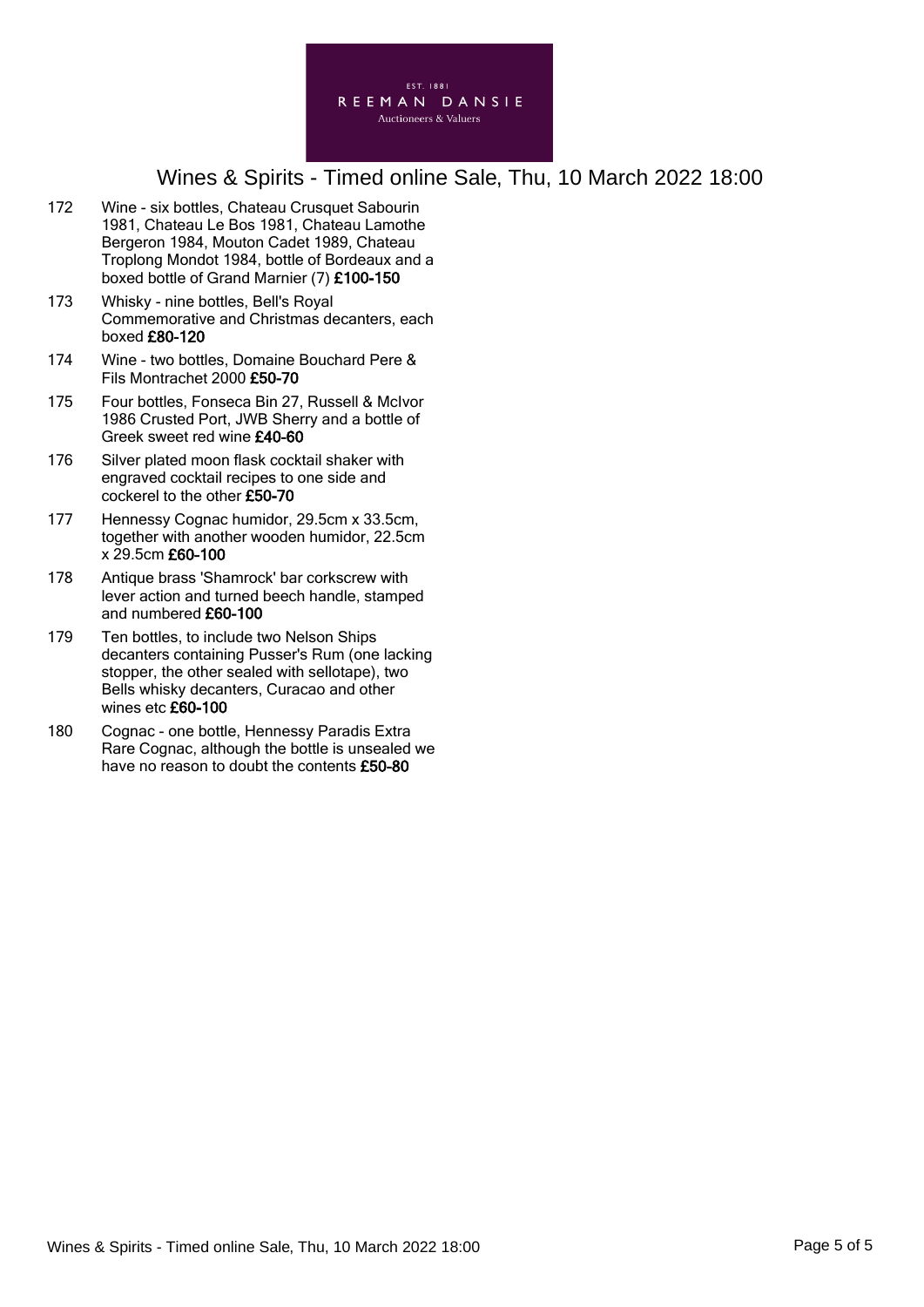172 Wine - six bottles, Chateau Crusquet Sabourin 1981, Chateau Le Bos 1981, Chateau Lamothe Bergeron 1984, Mouton Cadet 1989, Chateau Troplong Mondot 1984, bottle of Bordeaux and a boxed bottle of Grand Marnier (7) **£100-150**

173 Whisky - nine bottles, Bell's Royal Commemorative and Christmas decanters, each boxed **£80-120**

174 Wine - two bottles, Domaine Bouchard Pere & Fils Montrachet 2000 **£50-70**

175 Four bottles, Fonseca Bin 27, Russell & McIvor 1986 Crusted Port, JWB Sherry and a bottle of Greek sweet red wine **£40-60**

176 Silver plated moon flask cocktail shaker with engraved cocktail recipes to one side and cockerel to the other **£50-70**

177 Hennessy Cognac humidor, 29.5cm x 33.5cm, together with another wooden humidor, 22.5cm x 29.5cm **£60-100**

178 Antique brass 'Shamrock' bar corkscrew with lever action and turned beech handle, stamped and numbered **£60-100**

179 Ten bottles, to include two Nelson Ships decanters containing Pusser's Rum (one lacking stopper, the other sealed with sellotape), two Bells whisky decanters, Curacao and other wines etc **£60-100**

180 Cognac - one bottle, Hennessy Paradis Extra Rare Cognac, although the bottle is unsealed we have no reason to doubt the contents **£50-80**